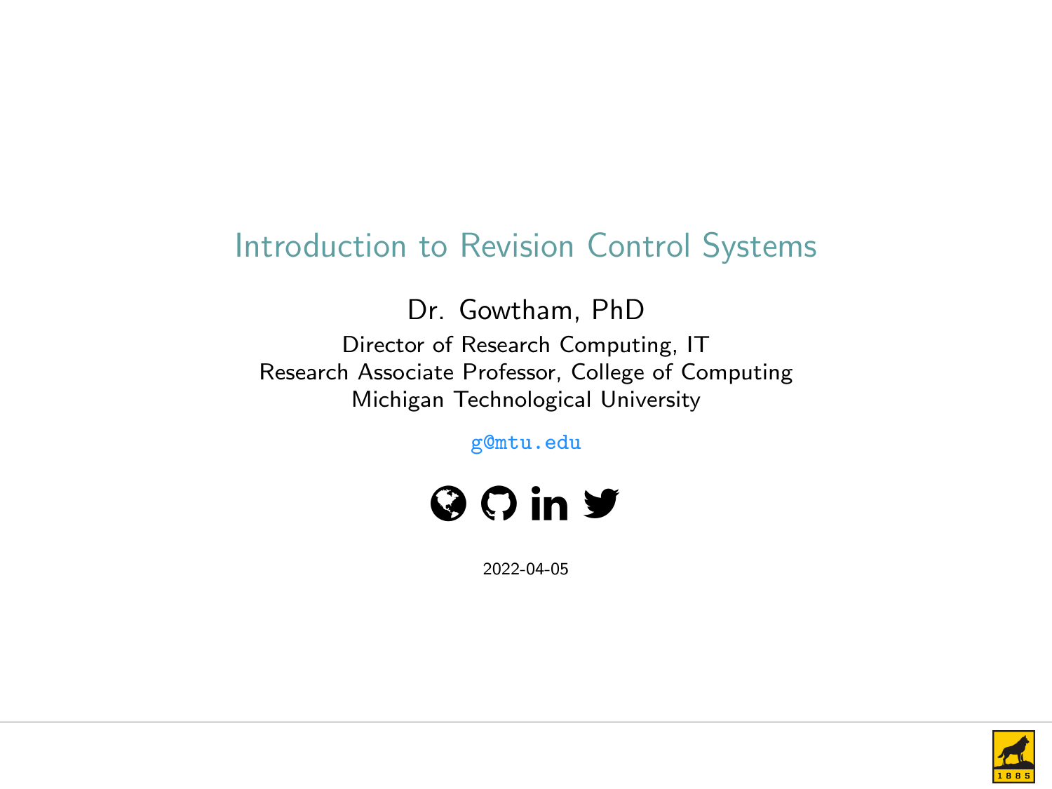# Introduction to Revision Control Systems

Dr. Gowtham, PhD

Director of Research Computing, IT
Research Associate Professor, College of Computing
Michigan Technological University

g@mtu.edu

2022-04-05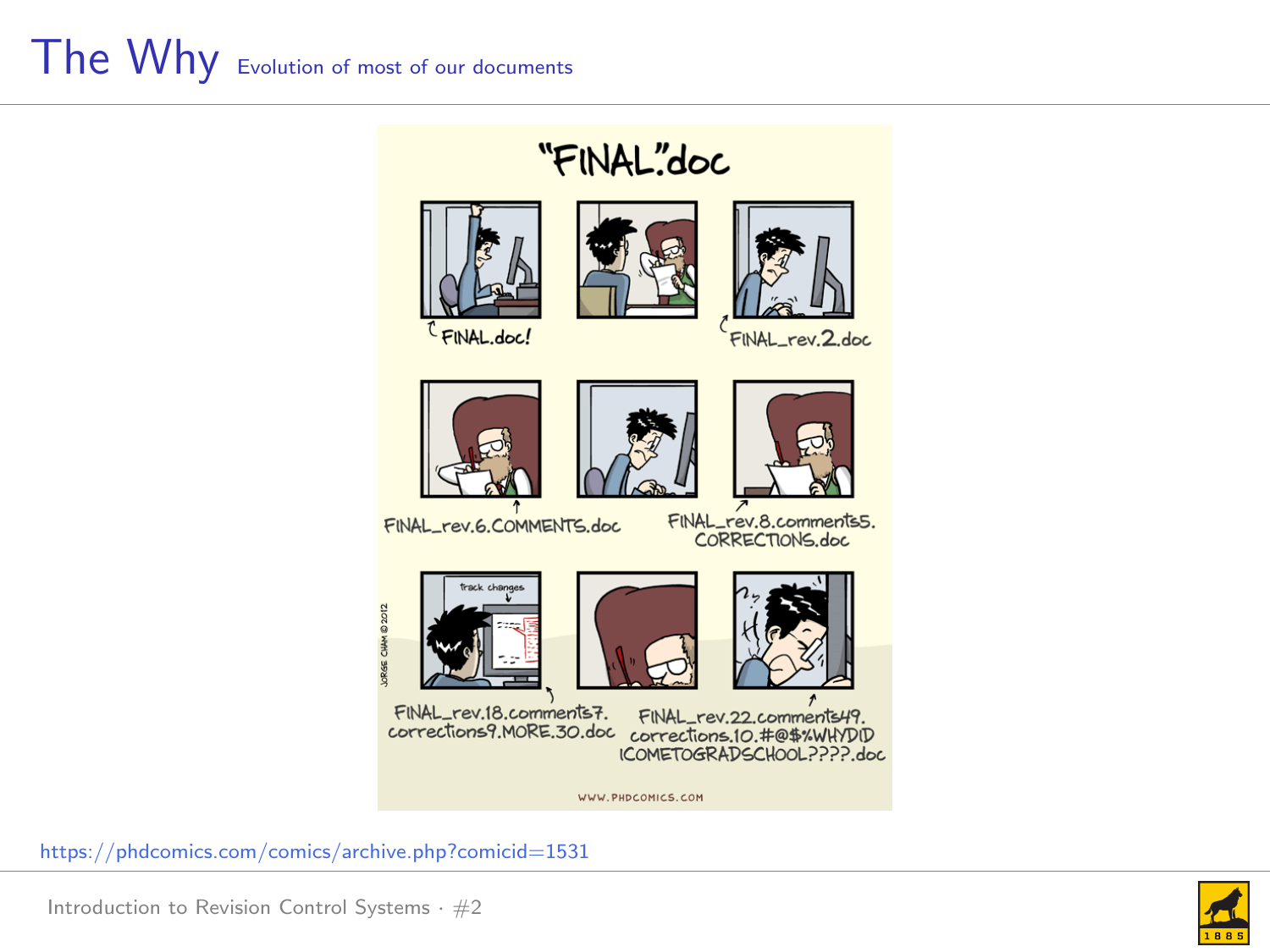# The Why — Evolution of most of our documents

https://phdcomics.com/comics/archive.php?comicid=1531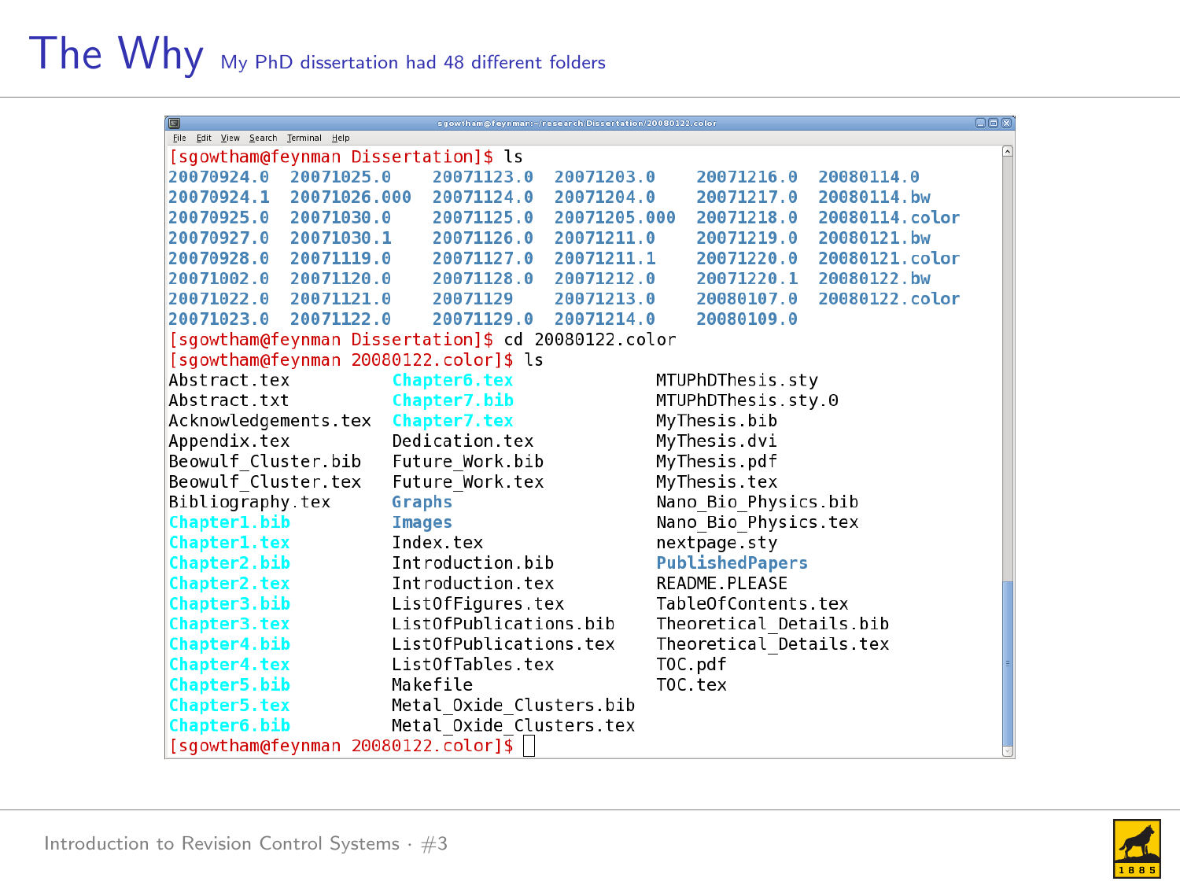# The Why

My PhD dissertation had 48 different folders

```
[sgowtham@feynman Dissertation]$ ls
20070924.0  20071025.0   20071123.0  20071203.0   20071216.0  20080114.0
20070924.1  20071026.000 20071124.0  20071204.0   20071217.0  20080114.bw
20070925.0  20071030.0   20071125.0  20071205.000 20071218.0  20080114.color
20070927.0  20071030.1   20071126.0  20071211.0   20071219.0  20080121.bw
20070928.0  20071119.0   20071127.0  20071211.1   20071220.0  20080121.color
20071002.0  20071120.0   20071128.0  20071212.0   20071220.1  20080122.bw
20071022.0  20071121.0   20071129    20071213.0   20080107.0  20080122.color
20071023.0  20071122.0   20071129.0  20071214.0   20080109.0
[sgowtham@feynman Dissertation]$ cd 20080122.color
[sgowtham@feynman 20080122.color]$ ls
Abstract.tex             Chapter6.tex               MTUPhDThesis.sty
Abstract.txt             Chapter7.bib               MTUPhDThesis.sty.0
Acknowledgements.tex     Chapter7.tex               MyThesis.bib
Appendix.tex             Dedication.tex             MyThesis.dvi
Beowulf_Cluster.bib      Future_Work.bib            MyThesis.pdf
Beowulf_Cluster.tex      Future_Work.tex            MyThesis.tex
Bibliography.tex         Graphs                     Nano_Bio_Physics.bib
Chapter1.bib             Images                     Nano_Bio_Physics.tex
Chapter1.tex             Index.tex                  nextpage.sty
Chapter2.bib             Introduction.bib           PublishedPapers
Chapter2.tex             Introduction.tex           README.PLEASE
Chapter3.bib             ListOfFigures.tex          TableOfContents.tex
Chapter3.tex             ListOfPublications.bib     Theoretical_Details.bib
Chapter4.bib             ListOfPublications.tex     Theoretical_Details.tex
Chapter4.tex             ListOfTables.tex           TOC.pdf
Chapter5.bib             Makefile                   TOC.tex
Chapter5.tex             Metal_Oxide_Clusters.bib
Chapter6.bib             Metal_Oxide_Clusters.tex
[sgowtham@feynman 20080122.color]$
```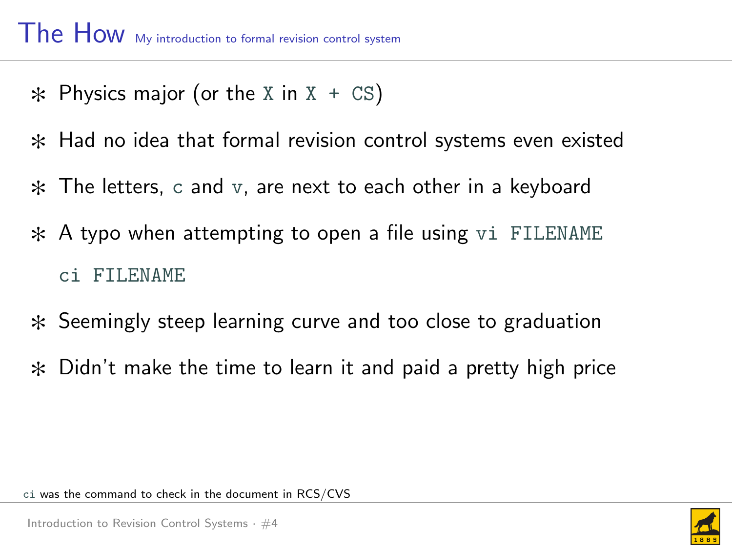# The How

My introduction to formal revision control system

- Physics major (or the `X` in `X + CS`)
- Had no idea that formal revision control systems even existed
- The letters, `c` and `v`, are next to each other in a keyboard
- A typo when attempting to open a file using `vi FILENAME`

  `ci FILENAME`
- Seemingly steep learning curve and too close to graduation
- Didn't make the time to learn it and paid a pretty high price

`ci` was the command to check in the document in RCS/CVS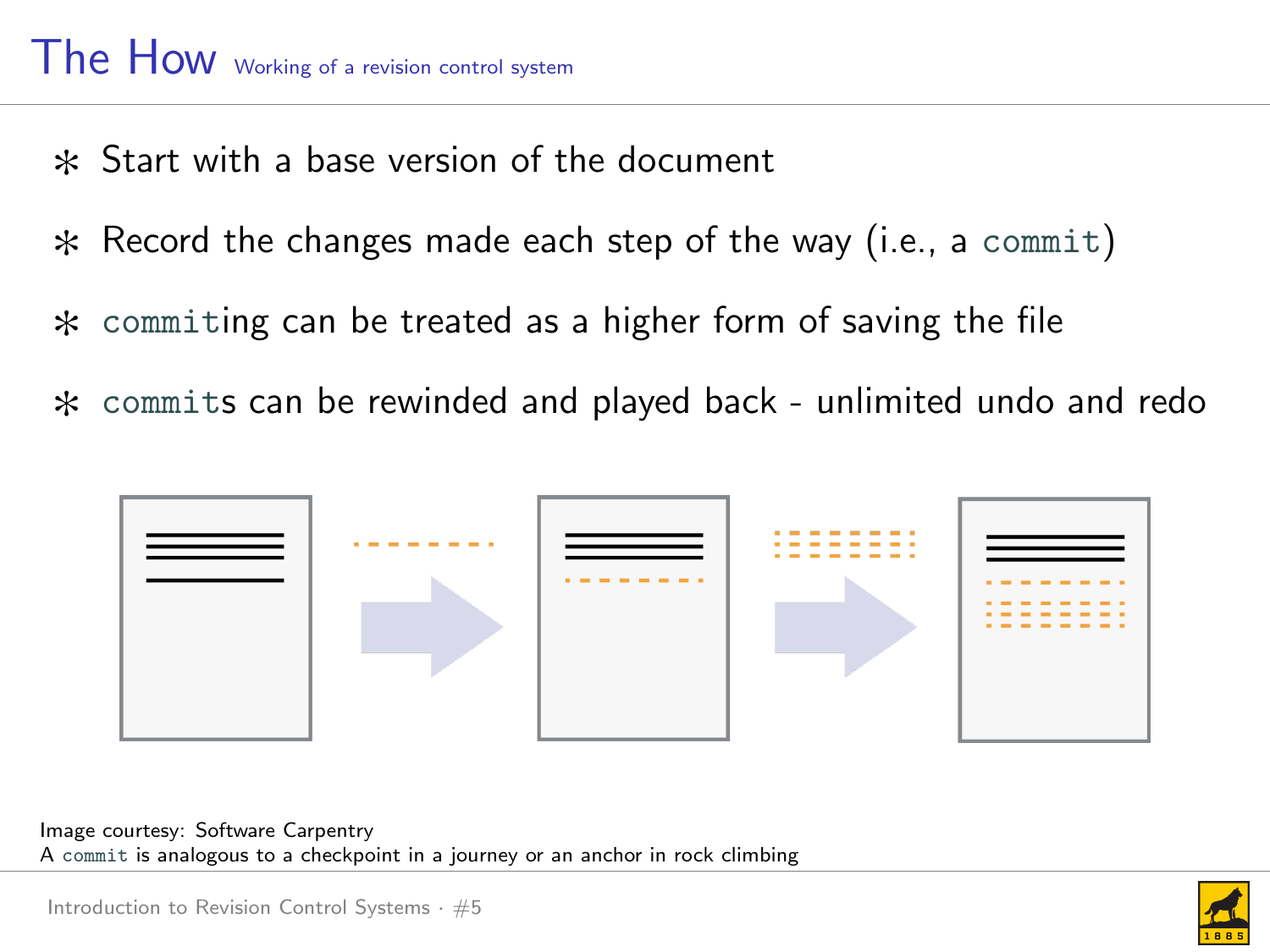# The How — Working of a revision control system

- Start with a base version of the document
- Record the changes made each step of the way (i.e., a `commit`)
- `commit`ing can be treated as a higher form of saving the file
- `commit`s can be rewinded and played back - unlimited undo and redo

Image courtesy: Software Carpentry

A `commit` is analogous to a checkpoint in a journey or an anchor in rock climbing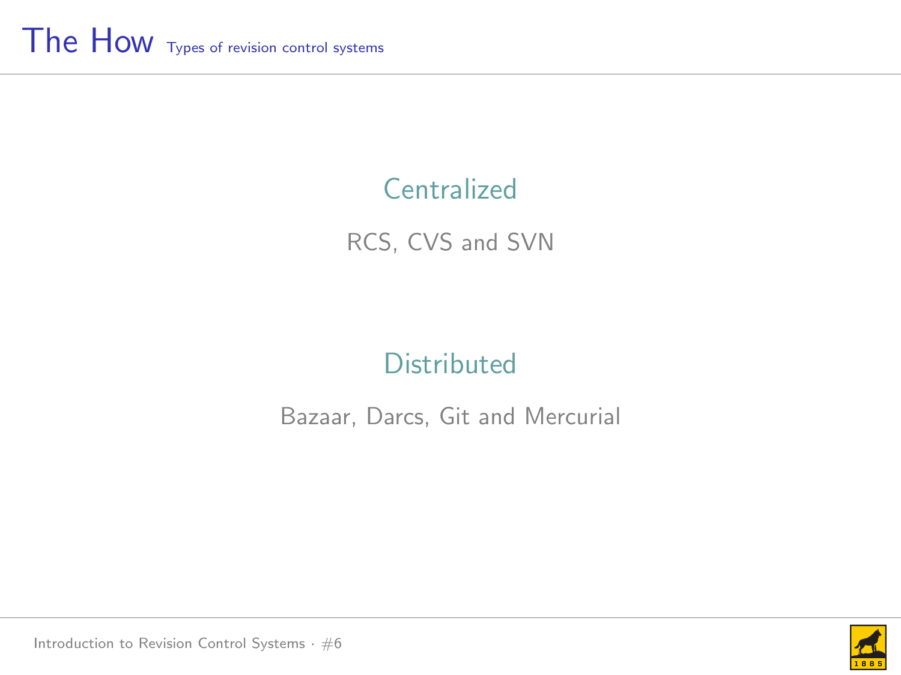# The How
## Types of revision control systems

### Centralized

RCS, CVS and SVN

### Distributed

Bazaar, Darcs, Git and Mercurial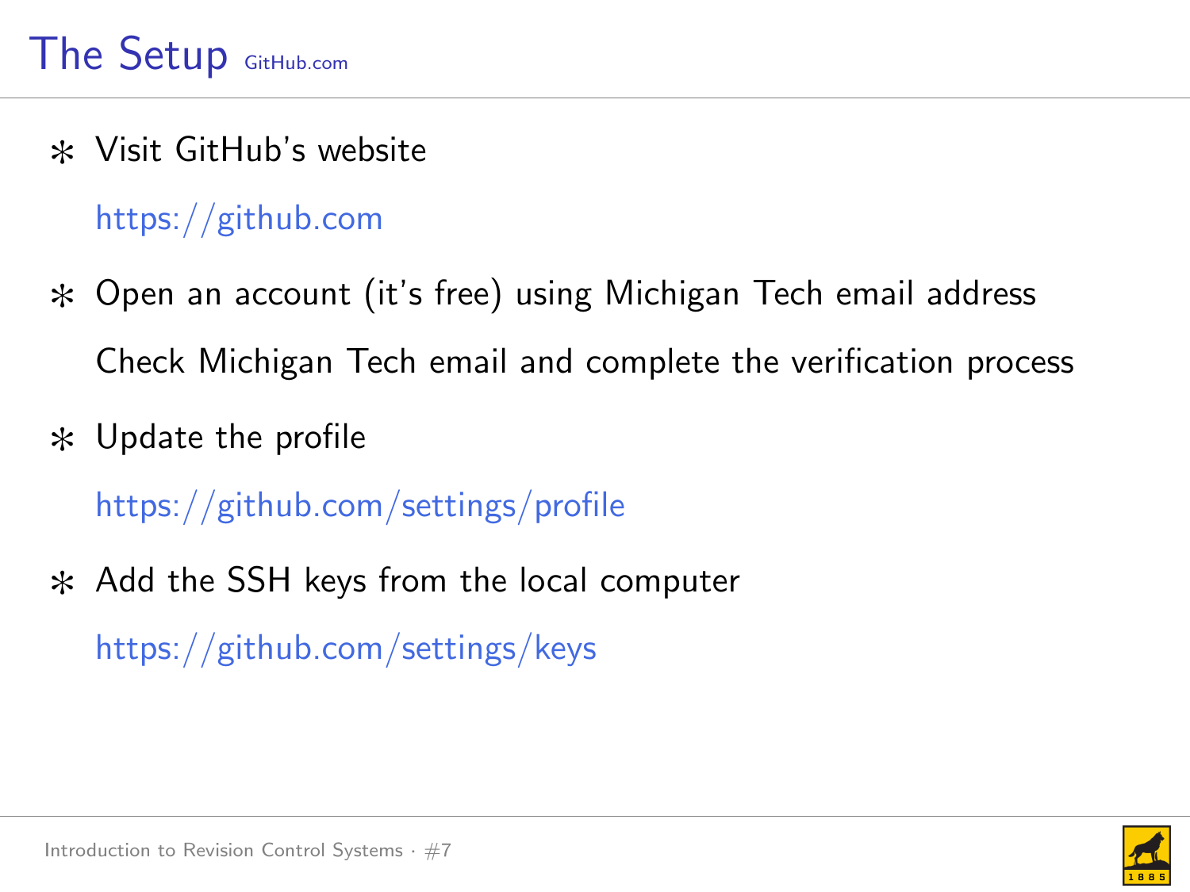# The Setup GitHub.com

- Visit GitHub's website

  https://github.com

- Open an account (it's free) using Michigan Tech email address

  Check Michigan Tech email and complete the verification process

- Update the profile

  https://github.com/settings/profile

- Add the SSH keys from the local computer

  https://github.com/settings/keys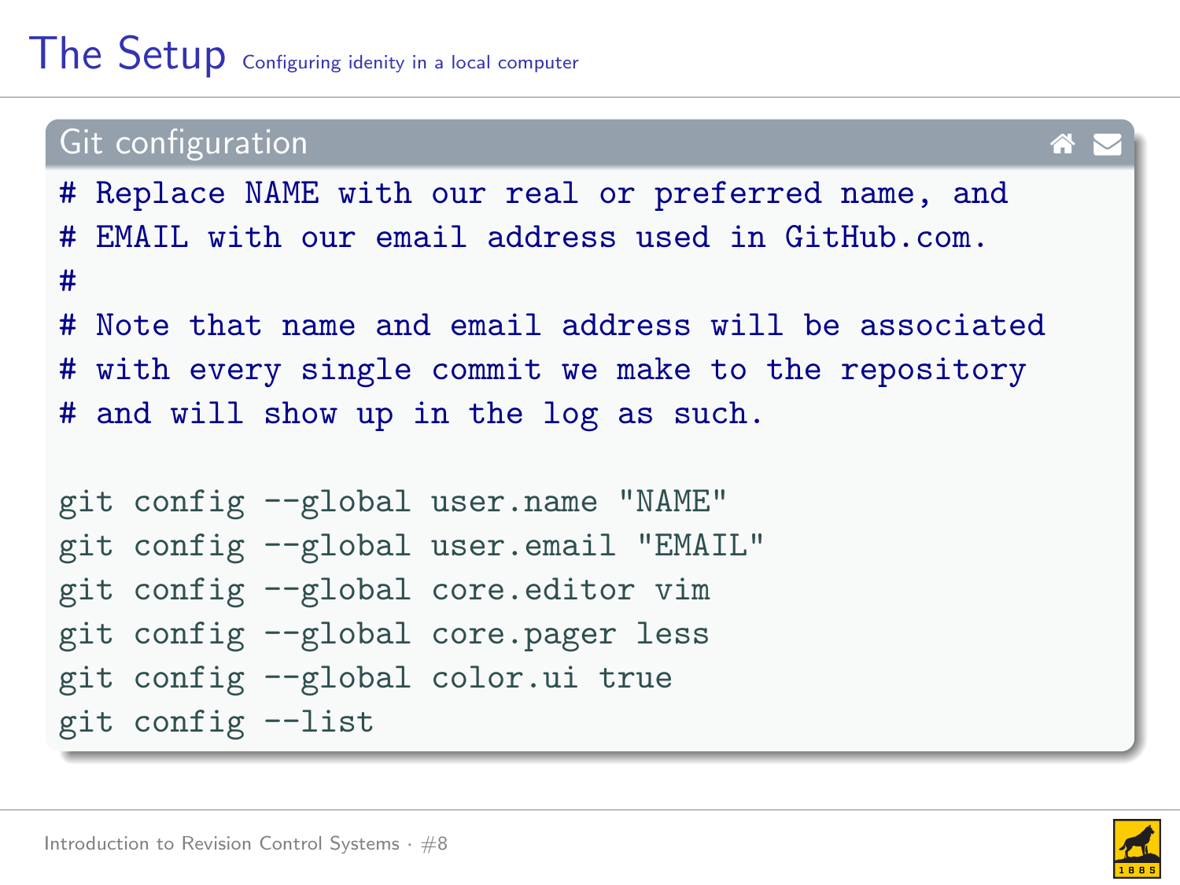# The Setup

Configuring idenity in a local computer

## Git configuration

```
# Replace NAME with our real or preferred name, and
# EMAIL with our email address used in GitHub.com.
#
# Note that name and email address will be associated
# with every single commit we make to the repository
# and will show up in the log as such.

git config --global user.name "NAME"
git config --global user.email "EMAIL"
git config --global core.editor vim
git config --global core.pager less
git config --global color.ui true
git config --list
```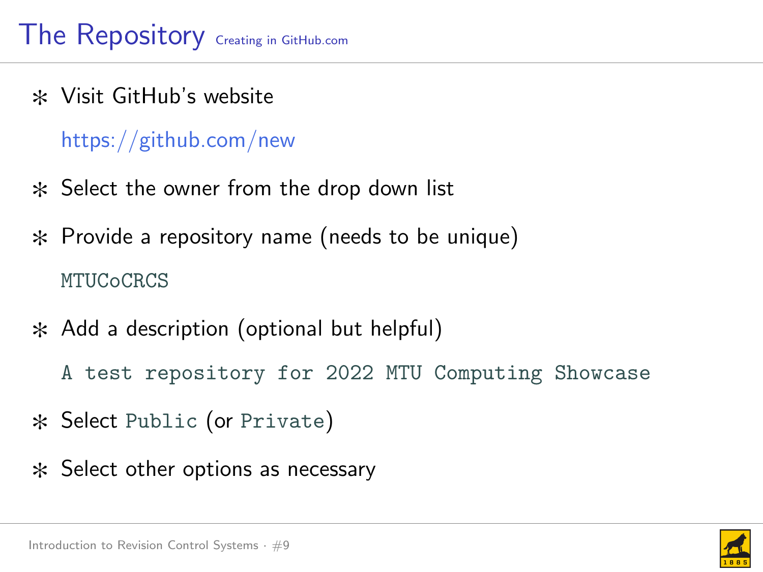## The Repository <small>Creating in GitHub.com</small>

- Visit GitHub's website

  https://github.com/new

- Select the owner from the drop down list
- Provide a repository name (needs to be unique)

  `MTUCoCRCS`

- Add a description (optional but helpful)

  `A test repository for 2022 MTU Computing Showcase`

- Select `Public` (or `Private`)
- Select other options as necessary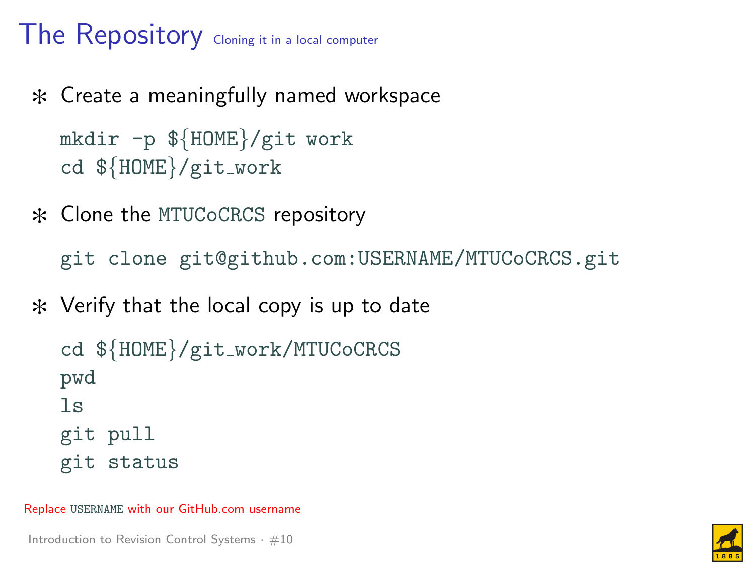# The Repository

Cloning it in a local computer

- Create a meaningfully named workspace

```
mkdir -p ${HOME}/git_work
cd ${HOME}/git_work
```

- Clone the `MTUCoCRCS` repository

```
git clone git@github.com:USERNAME/MTUCoCRCS.git
```

- Verify that the local copy is up to date

```
cd ${HOME}/git_work/MTUCoCRCS
pwd
ls
git pull
git status
```

Replace `USERNAME` with our GitHub.com username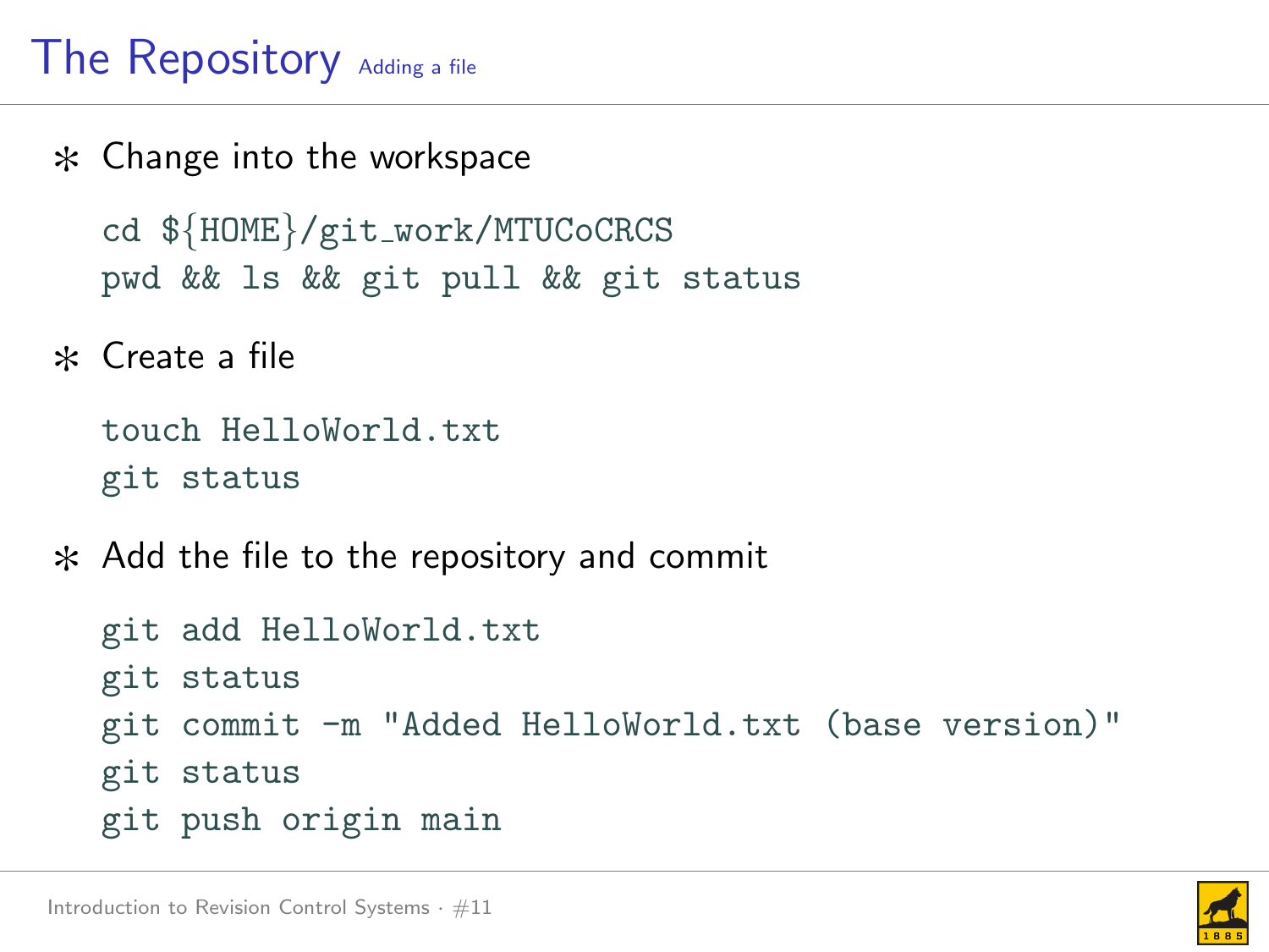# The Repository

## Adding a file

- Change into the workspace

```
cd ${HOME}/git_work/MTUCoCRCS
pwd && ls && git pull && git status
```

- Create a file

```
touch HelloWorld.txt
git status
```

- Add the file to the repository and commit

```
git add HelloWorld.txt
git status
git commit -m "Added HelloWorld.txt (base version)"
git status
git push origin main
```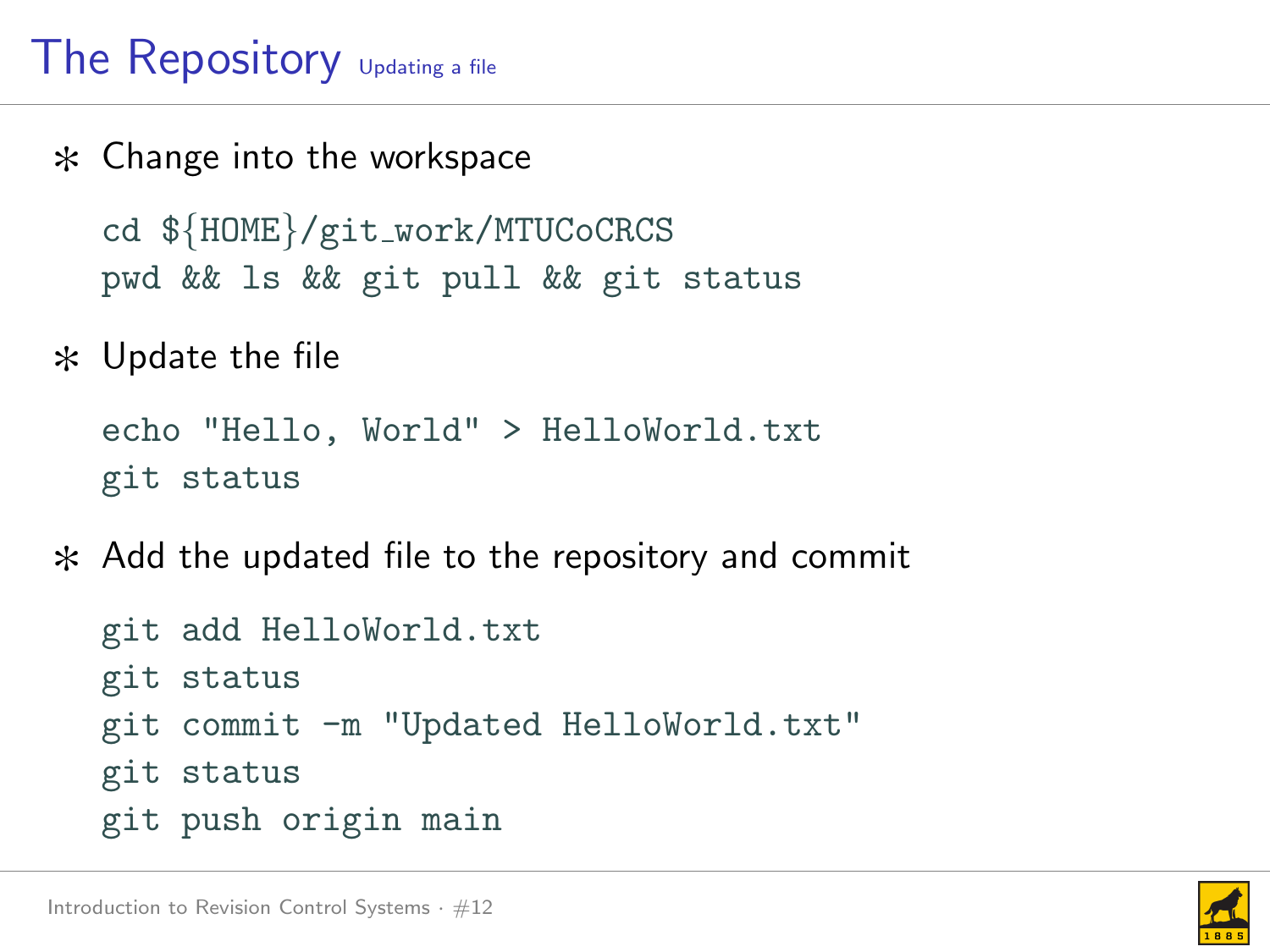# The Repository *Updating a file*

- Change into the workspace

```
cd ${HOME}/git_work/MTUCoCRCS
pwd && ls && git pull && git status
```

- Update the file

```
echo "Hello, World" > HelloWorld.txt
git status
```

- Add the updated file to the repository and commit

```
git add HelloWorld.txt
git status
git commit -m "Updated HelloWorld.txt"
git status
git push origin main
```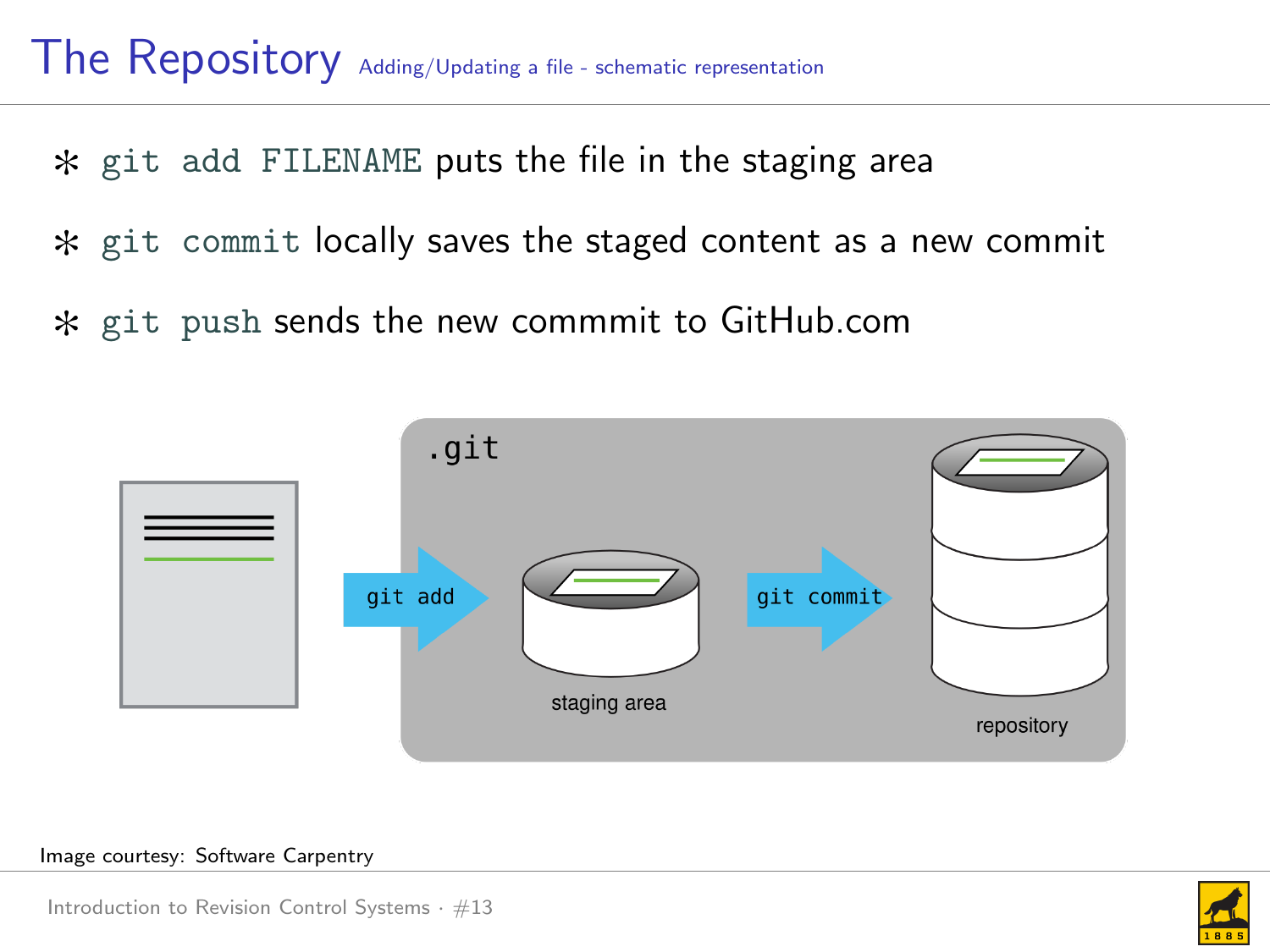# The Repository

## Adding/Updating a file - schematic representation

- `git add FILENAME` puts the file in the staging area
- `git commit` locally saves the staged content as a new commit
- `git push` sends the new commmit to GitHub.com

.git

git add

staging area

git commit

repository

Image courtesy: Software Carpentry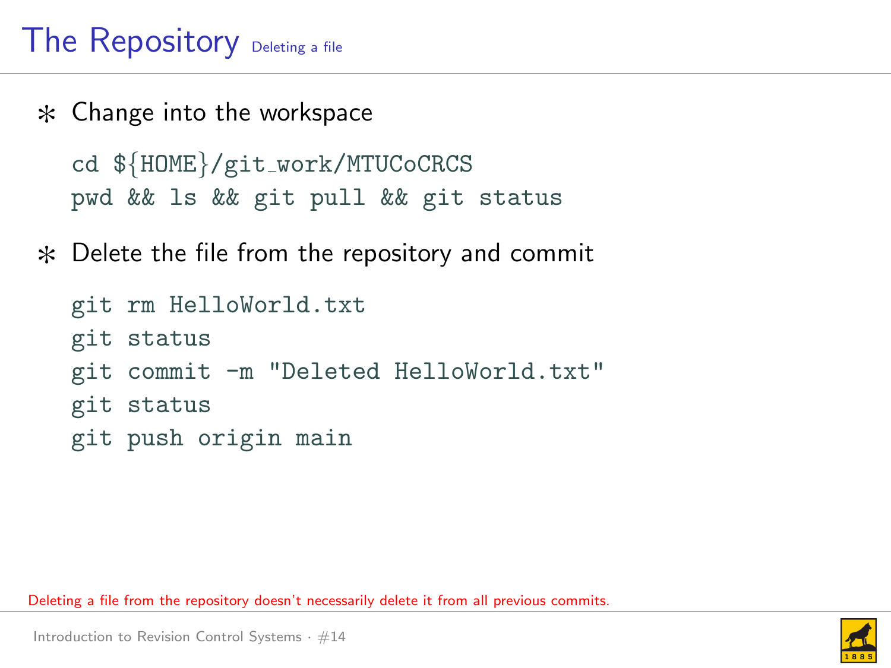# The Repository Deleting a file

- Change into the workspace

```
cd ${HOME}/git_work/MTUCoCRCS
pwd && ls && git pull && git status
```

- Delete the file from the repository and commit

```
git rm HelloWorld.txt
git status
git commit -m "Deleted HelloWorld.txt"
git status
git push origin main
```

Deleting a file from the repository doesn't necessarily delete it from all previous commits.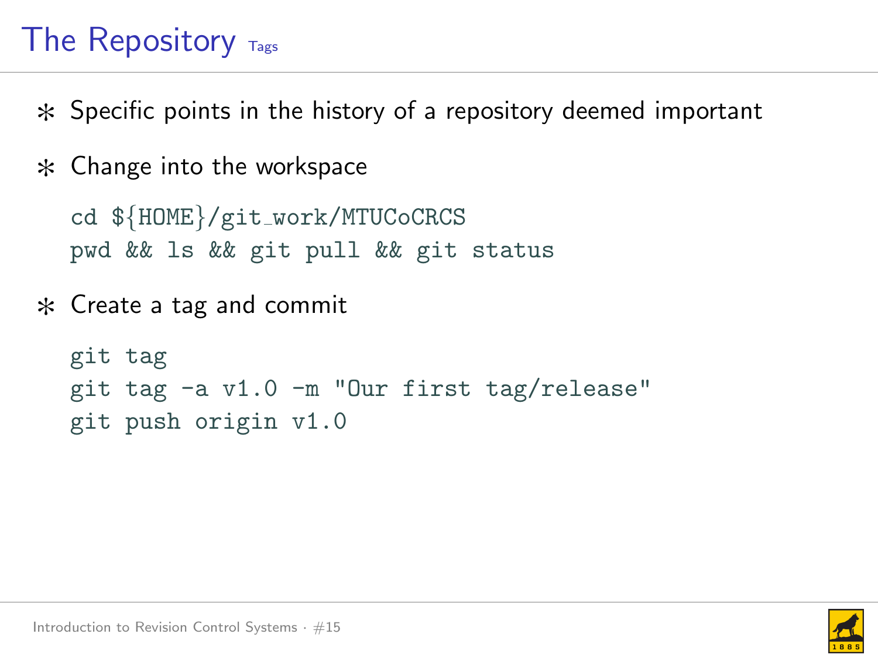# The Repository Tags

- Specific points in the history of a repository deemed important
- Change into the workspace

```
cd ${HOME}/git_work/MTUCoCRCS
pwd && ls && git pull && git status
```

- Create a tag and commit

```
git tag
git tag -a v1.0 -m "Our first tag/release"
git push origin v1.0
```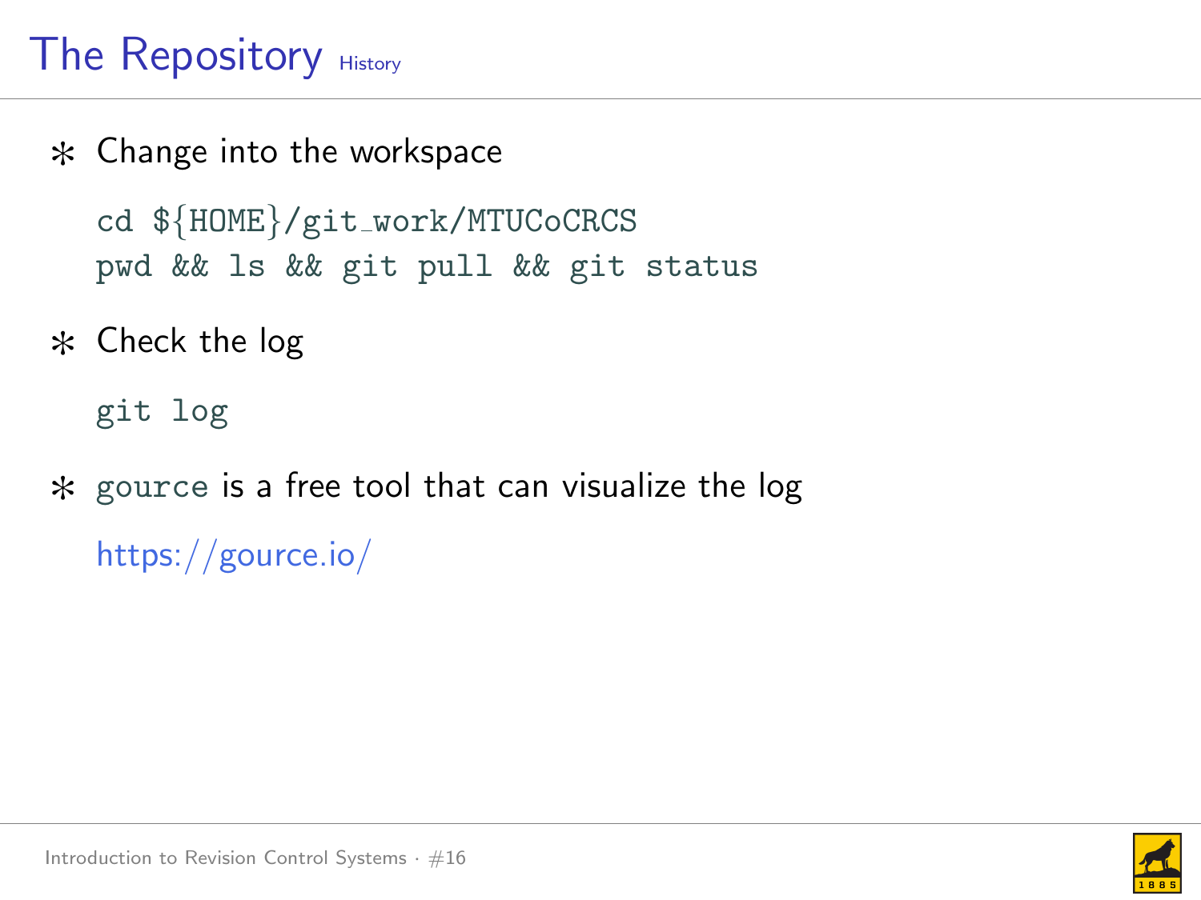# The Repository History

- Change into the workspace

```
cd ${HOME}/git_work/MTUCoCRCS
pwd && ls && git pull && git status
```

- Check the log

```
git log
```

- `gource` is a free tool that can visualize the log

  https://gource.io/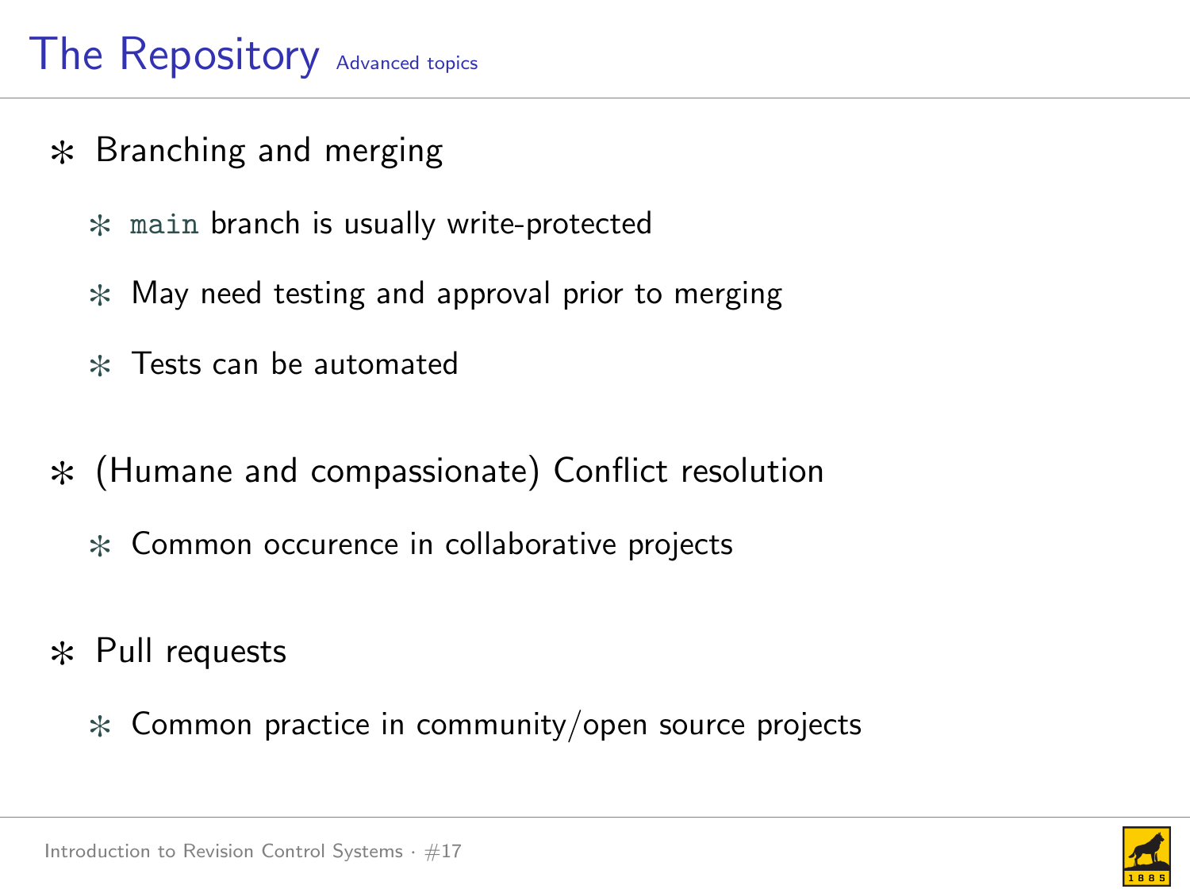# The Repository

Advanced topics

- Branching and merging
  - `main` branch is usually write-protected
  - May need testing and approval prior to merging
  - Tests can be automated
- (Humane and compassionate) Conflict resolution
  - Common occurence in collaborative projects
- Pull requests
  - Common practice in community/open source projects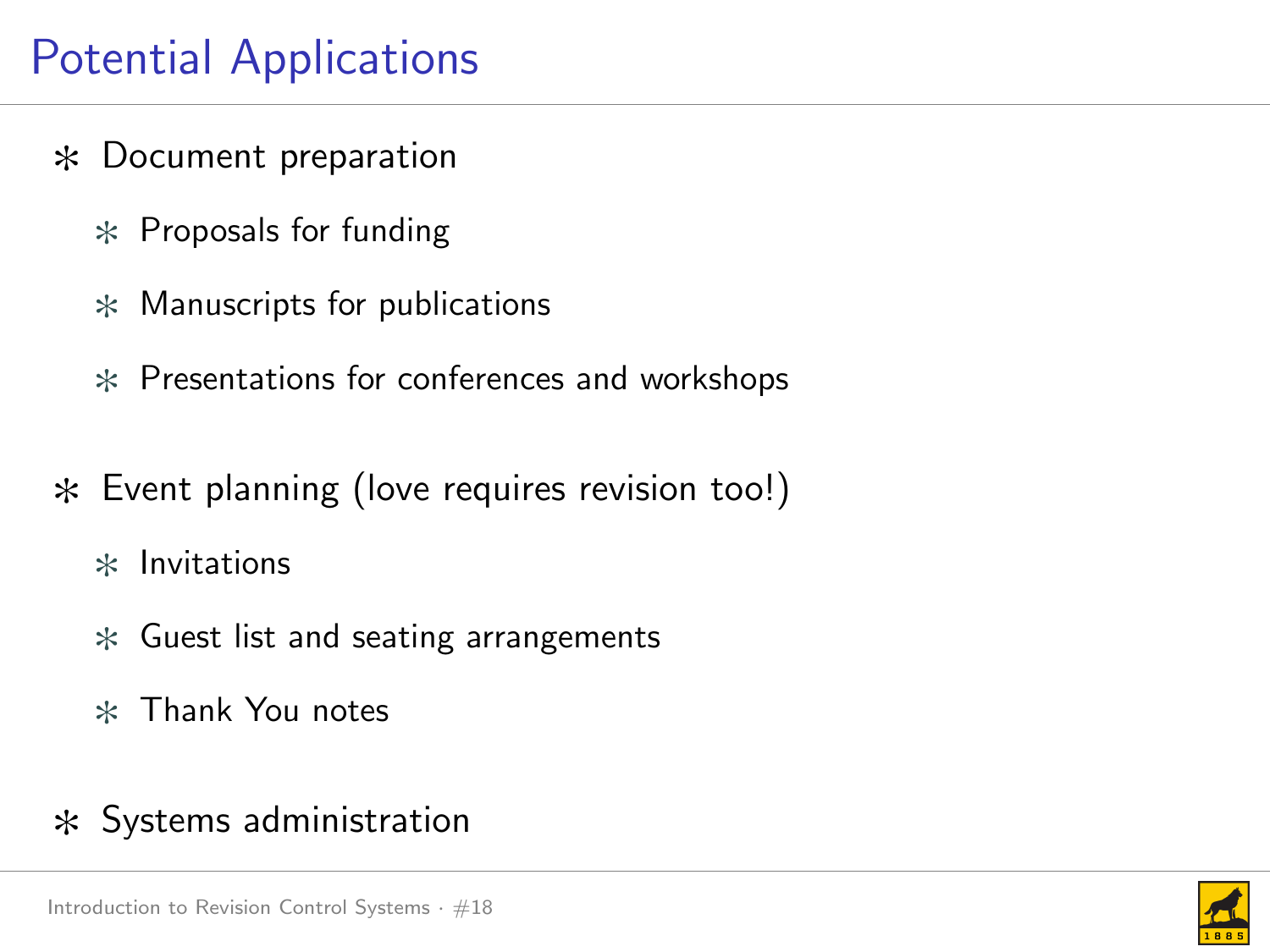# Potential Applications

- Document preparation
  - Proposals for funding
  - Manuscripts for publications
  - Presentations for conferences and workshops
- Event planning (love requires revision too!)
  - Invitations
  - Guest list and seating arrangements
  - Thank You notes
- Systems administration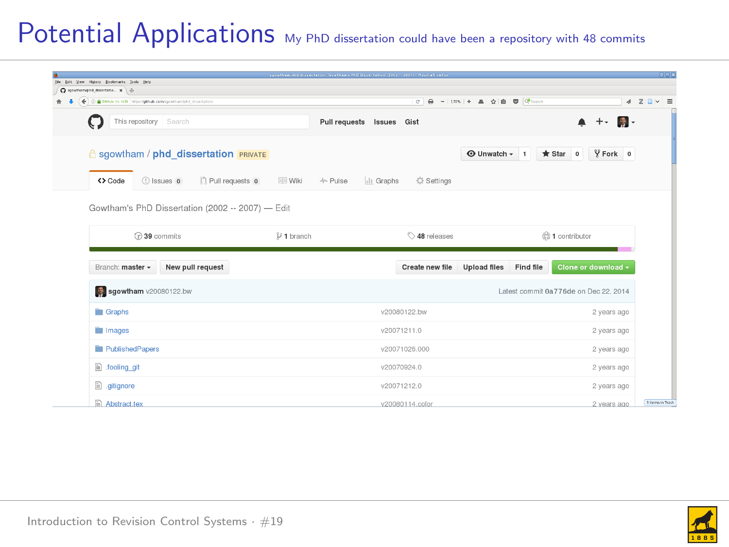# Potential Applications

My PhD dissertation could have been a repository with 48 commits

sgowtham / phd_dissertation PRIVATE

Unwatch 1 | Star 0 | Fork 0

Code | Issues 0 | Pull requests 0 | Wiki | Pulse | Graphs | Settings

Gowtham's PhD Dissertation (2002 -- 2007) — Edit

39 commits | 1 branch | 48 releases | 1 contributor

Branch: master | New pull request | Create new file | Upload files | Find file | Clone or download

sgowtham v20080122.bw — Latest commit 0a776de on Dec 22, 2014

| | | |
|---|---|---|
| Graphs | v20080122.bw | 2 years ago |
| Images | v20071211.0 | 2 years ago |
| PublishedPapers | v20071026.000 | 2 years ago |
| .fooling_git | v20070924.0 | 2 years ago |
| .gitignore | v20071212.0 | 2 years ago |
| Abstract.tex | v20080114.color | 2 years ago |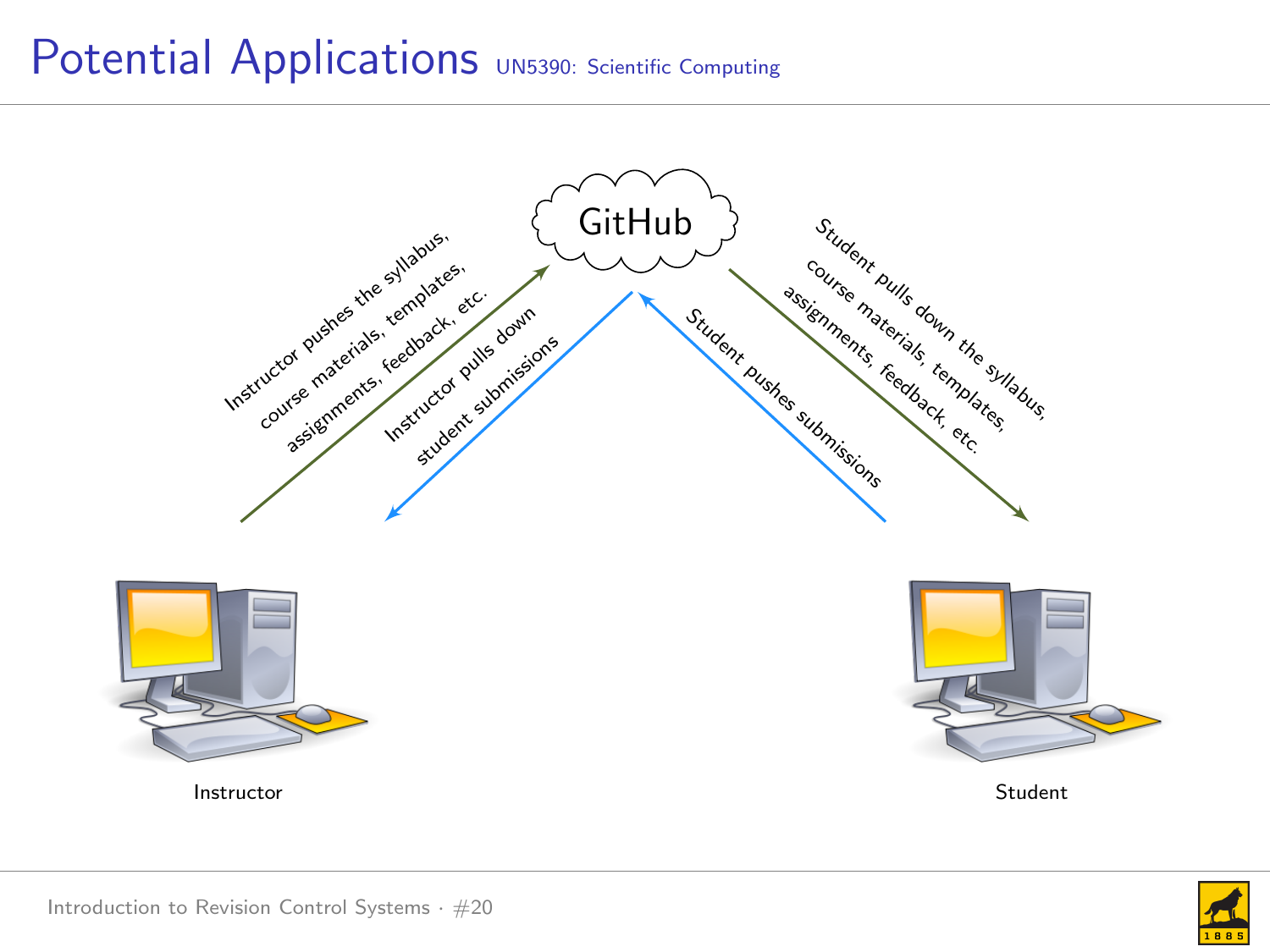# Potential Applications

GitHub

Instructor pushes the syllabus, course materials, templates, assignments, feedback, etc.

Instructor pulls down student submissions

Student pushes submissions

Student pulls down the syllabus, course materials, templates, assignments, feedback, etc.

Instructor

Student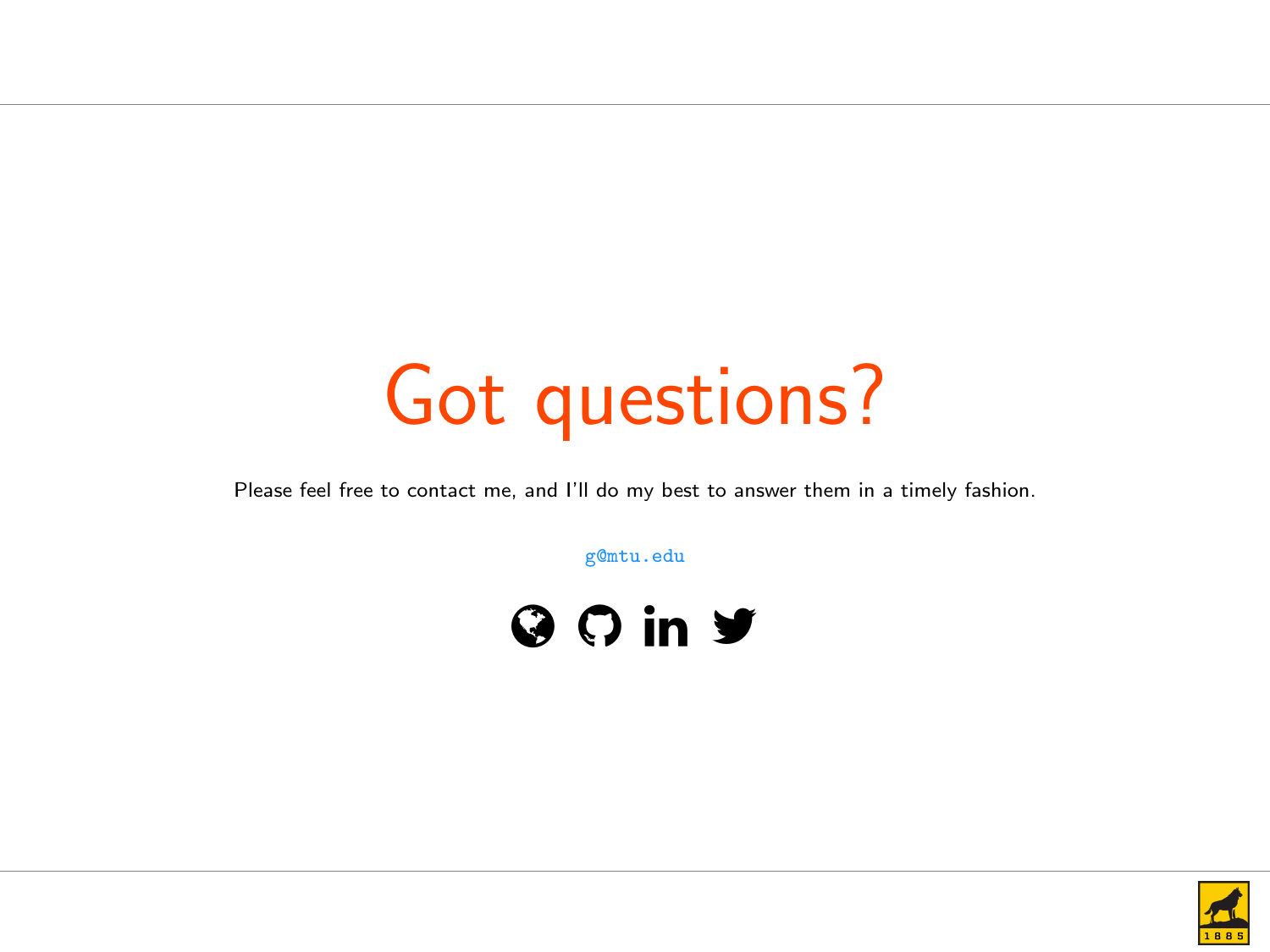# Got questions?

Please feel free to contact me, and I'll do my best to answer them in a timely fashion.

g@mtu.edu